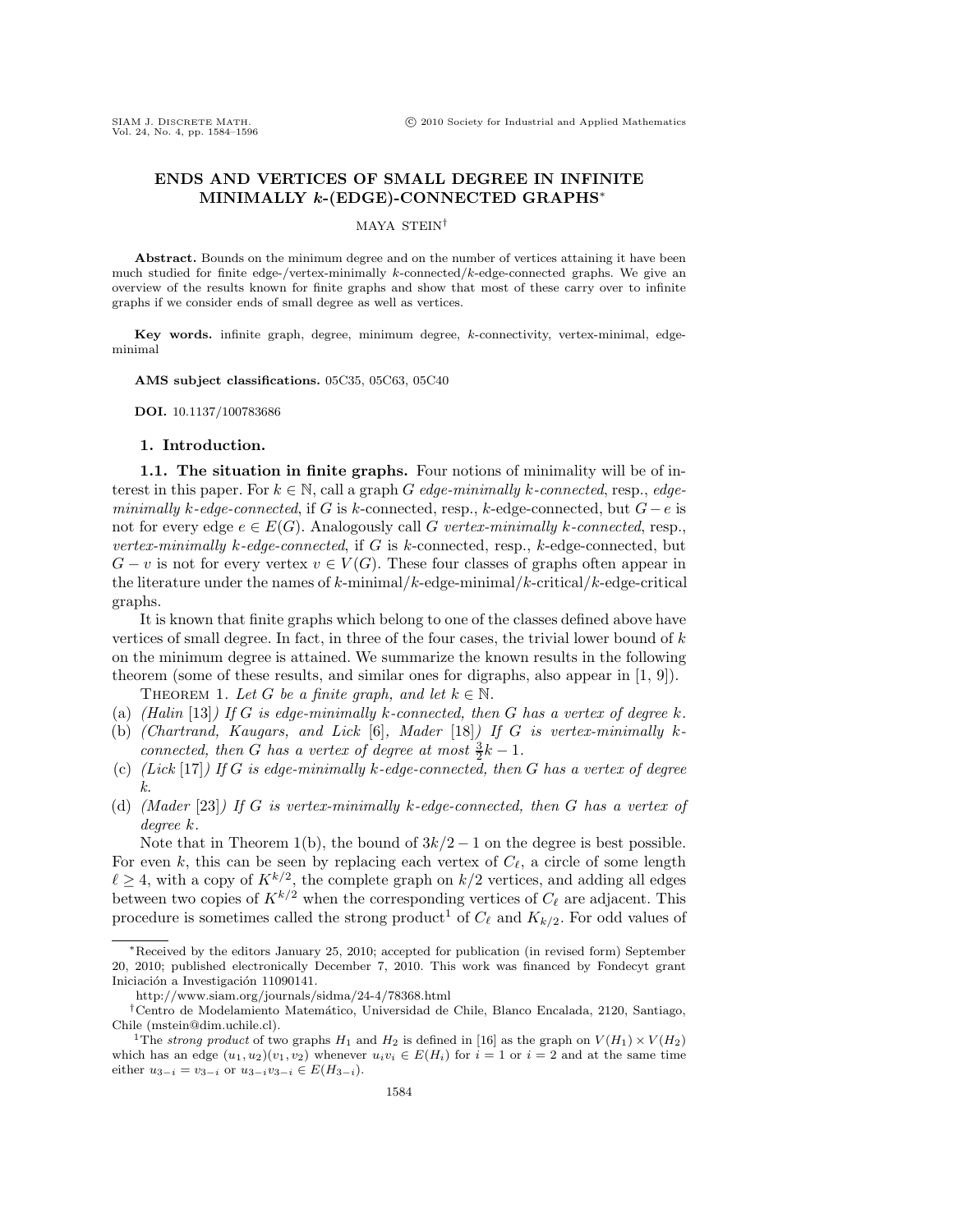# ENDS AND VERTICES OF SMALL DEGREE IN INFINITE MINIMALLY $k$-(EDGE)-CONNECTED GRAPHS*

MAYA STEIN†

**Abstract.** Bounds on the minimum degree and on the number of vertices attaining it have been much studied for finite edge-/vertex-minimally $k$-connected/$k$-edge-connected graphs. We give an overview of the results known for finite graphs and show that most of these carry over to infinite graphs if we consider ends of small degree as well as vertices.

**Key words.** infinite graph, degree, minimum degree, $k$-connectivity, vertex-minimal, edge-minimal

**AMS subject classifications.** 05C35, 05C63, 05C40

**DOI.** 10.1137/100783686

## 1. Introduction.

### 1.1. The situation in finite graphs.

Four notions of minimality will be of interest in this paper. For $k \in \mathbb{N}$, call a graph $G$ *edge-minimally $k$-connected*, resp., *edge-minimally $k$-edge-connected*, if $G$ is $k$-connected, resp., $k$-edge-connected, but $G - e$ is not for every edge $e \in E(G)$. Analogously call $G$ *vertex-minimally $k$-connected*, resp., *vertex-minimally $k$-edge-connected*, if $G$ is $k$-connected, resp., $k$-edge-connected, but $G - v$ is not for every vertex $v \in V(G)$. These four classes of graphs often appear in the literature under the names of $k$-minimal/$k$-edge-minimal/$k$-critical/$k$-edge-critical graphs.

It is known that finite graphs which belong to one of the classes defined above have vertices of small degree. In fact, in three of the four cases, the trivial lower bound of $k$ on the minimum degree is attained. We summarize the known results in the following theorem (some of these results, and similar ones for digraphs, also appear in [1, 9]).

THEOREM 1. *Let $G$ be a finite graph, and let $k \in \mathbb{N}$.*

(a) *(Halin [13]) If $G$ is edge-minimally $k$-connected, then $G$ has a vertex of degree $k$.*

(b) *(Chartrand, Kaugars, and Lick [6], Mader [18]) If $G$ is vertex-minimally $k$-connected, then $G$ has a vertex of degree at most $\frac{3}{2}k - 1$.*

(c) *(Lick [17]) If $G$ is edge-minimally $k$-edge-connected, then $G$ has a vertex of degree $k$.*

(d) *(Mader [23]) If $G$ is vertex-minimally $k$-edge-connected, then $G$ has a vertex of degree $k$.*

Note that in Theorem 1(b), the bound of $3k/2 - 1$ on the degree is best possible. For even $k$, this can be seen by replacing each vertex of $C_\ell$, a circle of some length $\ell \geq 4$, with a copy of $K^{k/2}$, the complete graph on $k/2$ vertices, and adding all edges between two copies of $K^{k/2}$ when the corresponding vertices of $C_\ell$ are adjacent. This procedure is sometimes called the strong product[1] of $C_\ell$ and $K_{k/2}$. For odd values of

---

*Received by the editors January 25, 2010; accepted for publication (in revised form) September 20, 2010; published electronically December 7, 2010. This work was financed by Fondecyt grant Iniciación a Investigación 11090141.

http://www.siam.org/journals/sidma/24-4/78368.html

†Centro de Modelamiento Matemático, Universidad de Chile, Blanco Encalada, 2120, Santiago, Chile (mstein@dim.uchile.cl).

[1] The *strong product* of two graphs $H_1$ and $H_2$ is defined in [16] as the graph on $V(H_1) \times V(H_2)$ which has an edge $(u_1, u_2)(v_1, v_2)$ whenever $u_i v_i \in E(H_i)$ for $i = 1$ or $i = 2$ and at the same time either $u_{3-i} = v_{3-i}$ or $u_{3-i}v_{3-i} \in E(H_{3-i})$.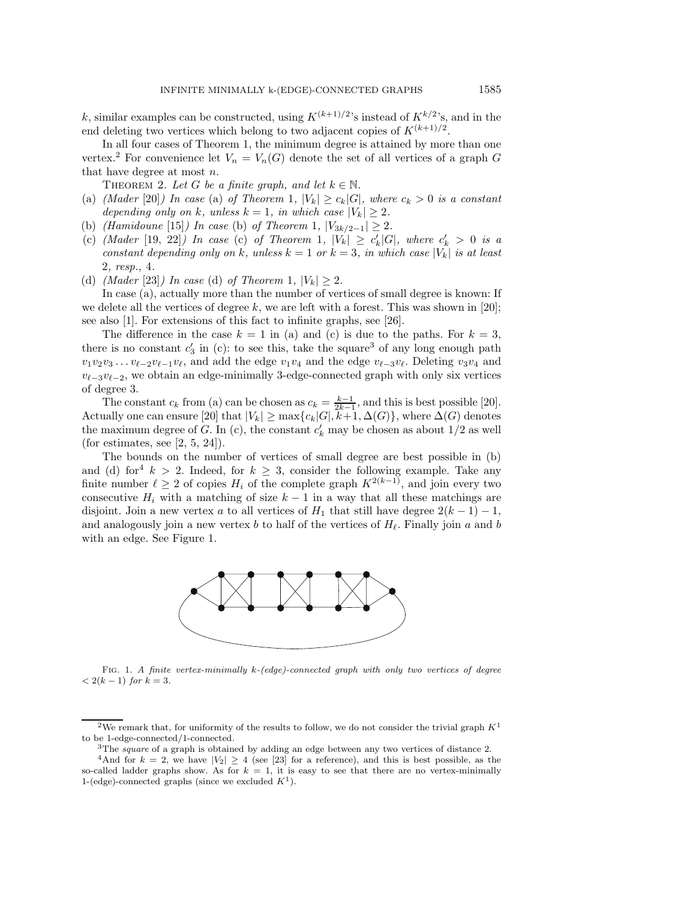$k$, similar examples can be constructed, using $K^{(k+1)/2}$'s instead of $K^{k/2}$'s, and in the end deleting two vertices which belong to two adjacent copies of $K^{(k+1)/2}$.

In all four cases of Theorem 1, the minimum degree is attained by more than one vertex.[2] For convenience let $V_n = V_n(G)$ denote the set of all vertices of a graph $G$ that have degree at most $n$.

THEOREM 2. *Let $G$ be a finite graph, and let $k \in \mathbb{N}$.*

(a) *(Mader [20]) In case* (a) *of Theorem* 1, $|V_k| \geq c_k|G|$, *where $c_k > 0$ is a constant depending only on $k$, unless $k = 1$, in which case $|V_k| \geq 2$.*
(b) *(Hamidoune [15]) In case* (b) *of Theorem* 1, $|V_{3k/2-1}| \geq 2$.
(c) *(Mader [19, 22]) In case* (c) *of Theorem* 1, $|V_k| \geq c'_k|G|$, *where $c'_k > 0$ is a constant depending only on $k$, unless $k = 1$ or $k = 3$, in which case $|V_k|$ is at least* 2*, resp.,* 4.
(d) *(Mader [23]) In case* (d) *of Theorem* 1, $|V_k| \geq 2$.

In case (a), actually more than the number of vertices of small degree is known: If we delete all the vertices of degree $k$, we are left with a forest. This was shown in [20]; see also [1]. For extensions of this fact to infinite graphs, see [26].

The difference in the case $k = 1$ in (a) and (c) is due to the paths. For $k = 3$, there is no constant $c'_3$ in (c): to see this, take the square[3] of any long enough path $v_1v_2v_3 \dots v_{\ell-2}v_{\ell-1}v_\ell$, and add the edge $v_1v_4$ and the edge $v_{\ell-3}v_\ell$. Deleting $v_3v_4$ and $v_{\ell-3}v_{\ell-2}$, we obtain an edge-minimally 3-edge-connected graph with only six vertices of degree 3.

The constant $c_k$ from (a) can be chosen as $c_k = \frac{k-1}{2k-1}$, and this is best possible [20]. Actually one can ensure [20] that $|V_k| \geq \max\{c_k|G|, k+1, \Delta(G)\}$, where $\Delta(G)$ denotes the maximum degree of $G$. In (c), the constant $c'_k$ may be chosen as about $1/2$ as well (for estimates, see [2, 5, 24]).

The bounds on the number of vertices of small degree are best possible in (b) and (d) for[4] $k > 2$. Indeed, for $k \geq 3$, consider the following example. Take any finite number $\ell \geq 2$ of copies $H_i$ of the complete graph $K^{2(k-1)}$, and join every two consecutive $H_i$ with a matching of size $k - 1$ in a way that all these matchings are disjoint. Join a new vertex $a$ to all vertices of $H_1$ that still have degree $2(k-1) - 1$, and analogously join a new vertex $b$ to half of the vertices of $H_\ell$. Finally join $a$ and $b$ with an edge. See Figure 1.

FIG. 1. *A finite vertex-minimally k-(edge)-connected graph with only two vertices of degree $< 2(k-1)$ for $k = 3$.*

---

[2] We remark that, for uniformity of the results to follow, we do not consider the trivial graph $K^1$ to be 1-edge-connected/1-connected.

[3] The *square* of a graph is obtained by adding an edge between any two vertices of distance 2.

[4] And for $k = 2$, we have $|V_2| \geq 4$ (see [23] for a reference), and this is best possible, as the so-called ladder graphs show. As for $k = 1$, it is easy to see that there are no vertex-minimally 1-(edge)-connected graphs (since we excluded $K^1$).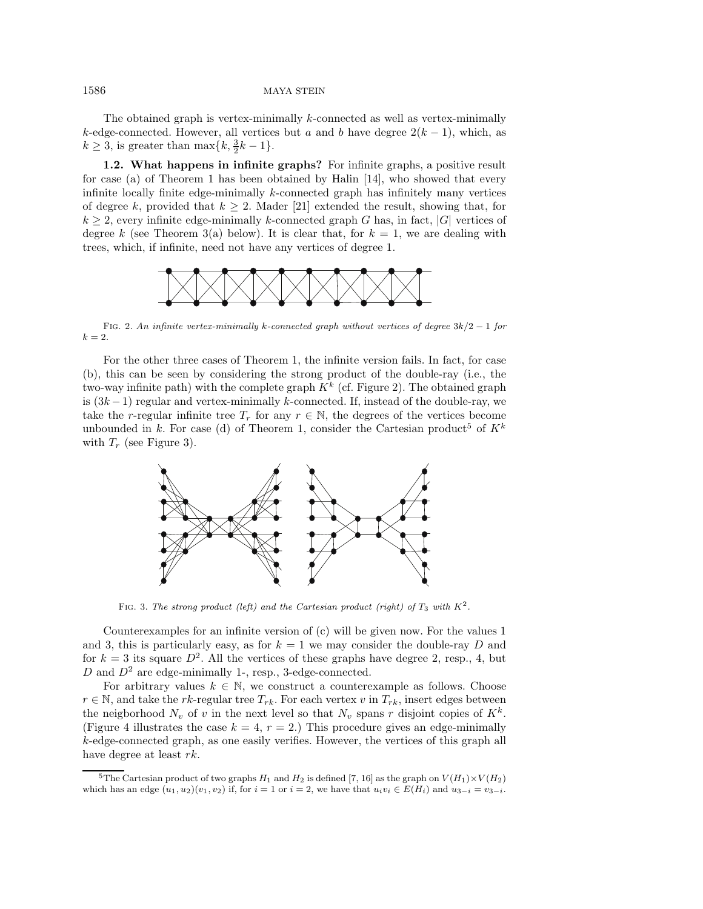The obtained graph is vertex-minimally $k$-connected as well as vertex-minimally $k$-edge-connected. However, all vertices but $a$ and $b$ have degree $2(k-1)$, which, as $k \geq 3$, is greater than $\max\{k, \frac{3}{2}k - 1\}$.

**1.2. What happens in infinite graphs?** For infinite graphs, a positive result for case (a) of Theorem 1 has been obtained by Halin [14], who showed that every infinite locally finite edge-minimally $k$-connected graph has infinitely many vertices of degree $k$, provided that $k \geq 2$. Mader [21] extended the result, showing that, for $k \geq 2$, every infinite edge-minimally $k$-connected graph $G$ has, in fact, $|G|$ vertices of degree $k$ (see Theorem 3(a) below). It is clear that, for $k = 1$, we are dealing with trees, which, if infinite, need not have any vertices of degree 1.

FIG. 2. *An infinite vertex-minimally $k$-connected graph without vertices of degree $3k/2 - 1$ for $k = 2$.*

For the other three cases of Theorem 1, the infinite version fails. In fact, for case (b), this can be seen by considering the strong product of the double-ray (i.e., the two-way infinite path) with the complete graph $K^k$ (cf. Figure 2). The obtained graph is $(3k-1)$ regular and vertex-minimally $k$-connected. If, instead of the double-ray, we take the $r$-regular infinite tree $T_r$ for any $r \in \mathbb{N}$, the degrees of the vertices become unbounded in $k$. For case (d) of Theorem 1, consider the Cartesian product[5] of $K^k$ with $T_r$ (see Figure 3).

FIG. 3. *The strong product (left) and the Cartesian product (right) of $T_3$ with $K^2$.*

Counterexamples for an infinite version of (c) will be given now. For the values 1 and 3, this is particularly easy, as for $k = 1$ we may consider the double-ray $D$ and for $k = 3$ its square $D^2$. All the vertices of these graphs have degree 2, resp., 4, but $D$ and $D^2$ are edge-minimally 1-, resp., 3-edge-connected.

For arbitrary values $k \in \mathbb{N}$, we construct a counterexample as follows. Choose $r \in \mathbb{N}$, and take the $rk$-regular tree $T_{rk}$. For each vertex $v$ in $T_{rk}$, insert edges between the neigborhood $N_v$ of $v$ in the next level so that $N_v$ spans $r$ disjoint copies of $K^k$. (Figure 4 illustrates the case $k = 4$, $r = 2$.) This procedure gives an edge-minimally $k$-edge-connected graph, as one easily verifies. However, the vertices of this graph all have degree at least $rk$.

[5] The Cartesian product of two graphs $H_1$ and $H_2$ is defined [7, 16] as the graph on $V(H_1) \times V(H_2)$ which has an edge $(u_1, u_2)(v_1, v_2)$ if, for $i = 1$ or $i = 2$, we have that $u_i v_i \in E(H_i)$ and $u_{3-i} = v_{3-i}$.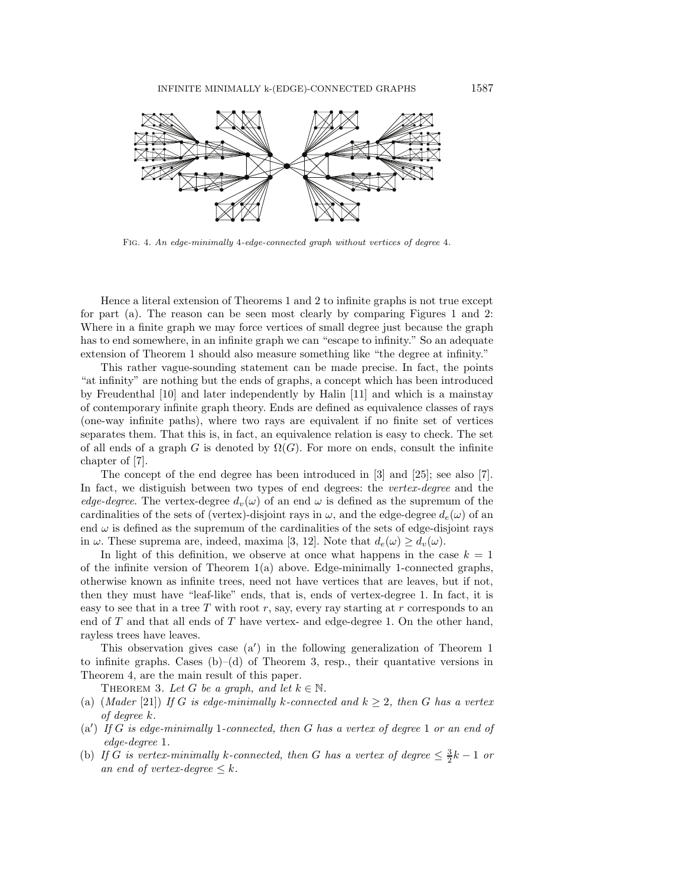Fig. 4. *An edge-minimally* 4*-edge-connected graph without vertices of degree* 4*.*

Hence a literal extension of Theorems 1 and 2 to infinite graphs is not true except for part (a). The reason can be seen most clearly by comparing Figures 1 and 2: Where in a finite graph we may force vertices of small degree just because the graph has to end somewhere, in an infinite graph we can "escape to infinity." So an adequate extension of Theorem 1 should also measure something like "the degree at infinity."

This rather vague-sounding statement can be made precise. In fact, the points "at infinity" are nothing but the ends of graphs, a concept which has been introduced by Freudenthal [10] and later independently by Halin [11] and which is a mainstay of contemporary infinite graph theory. Ends are defined as equivalence classes of rays (one-way infinite paths), where two rays are equivalent if no finite set of vertices separates them. That this is, in fact, an equivalence relation is easy to check. The set of all ends of a graph $G$ is denoted by $\Omega(G)$. For more on ends, consult the infinite chapter of [7].

The concept of the end degree has been introduced in [3] and [25]; see also [7]. In fact, we distiguish between two types of end degrees: the *vertex-degree* and the *edge-degree*. The vertex-degree $d_v(\omega)$ of an end $\omega$ is defined as the supremum of the cardinalities of the sets of (vertex)-disjoint rays in $\omega$, and the edge-degree $d_e(\omega)$ of an end $\omega$ is defined as the supremum of the cardinalities of the sets of edge-disjoint rays in $\omega$. These suprema are, indeed, maxima [3, 12]. Note that $d_e(\omega) \geq d_v(\omega)$.

In light of this definition, we observe at once what happens in the case $k = 1$ of the infinite version of Theorem 1(a) above. Edge-minimally 1-connected graphs, otherwise known as infinite trees, need not have vertices that are leaves, but if not, then they must have "leaf-like" ends, that is, ends of vertex-degree 1. In fact, it is easy to see that in a tree $T$ with root $r$, say, every ray starting at $r$ corresponds to an end of $T$ and that all ends of $T$ have vertex- and edge-degree 1. On the other hand, rayless trees have leaves.

This observation gives case (a′) in the following generalization of Theorem 1 to infinite graphs. Cases (b)–(d) of Theorem 3, resp., their quantative versions in Theorem 4, are the main result of this paper.

Theorem 3. *Let $G$ be a graph, and let $k \in \mathbb{N}$.*

- (a) (*Mader* [21]) *If $G$ is edge-minimally $k$-connected and $k \geq 2$, then $G$ has a vertex of degree $k$.*
- (a′) *If $G$ is edge-minimally 1-connected, then $G$ has a vertex of degree 1 or an end of edge-degree 1.*
- (b) *If $G$ is vertex-minimally $k$-connected, then $G$ has a vertex of degree $\leq \frac{3}{2}k - 1$ or an end of vertex-degree $\leq k$.*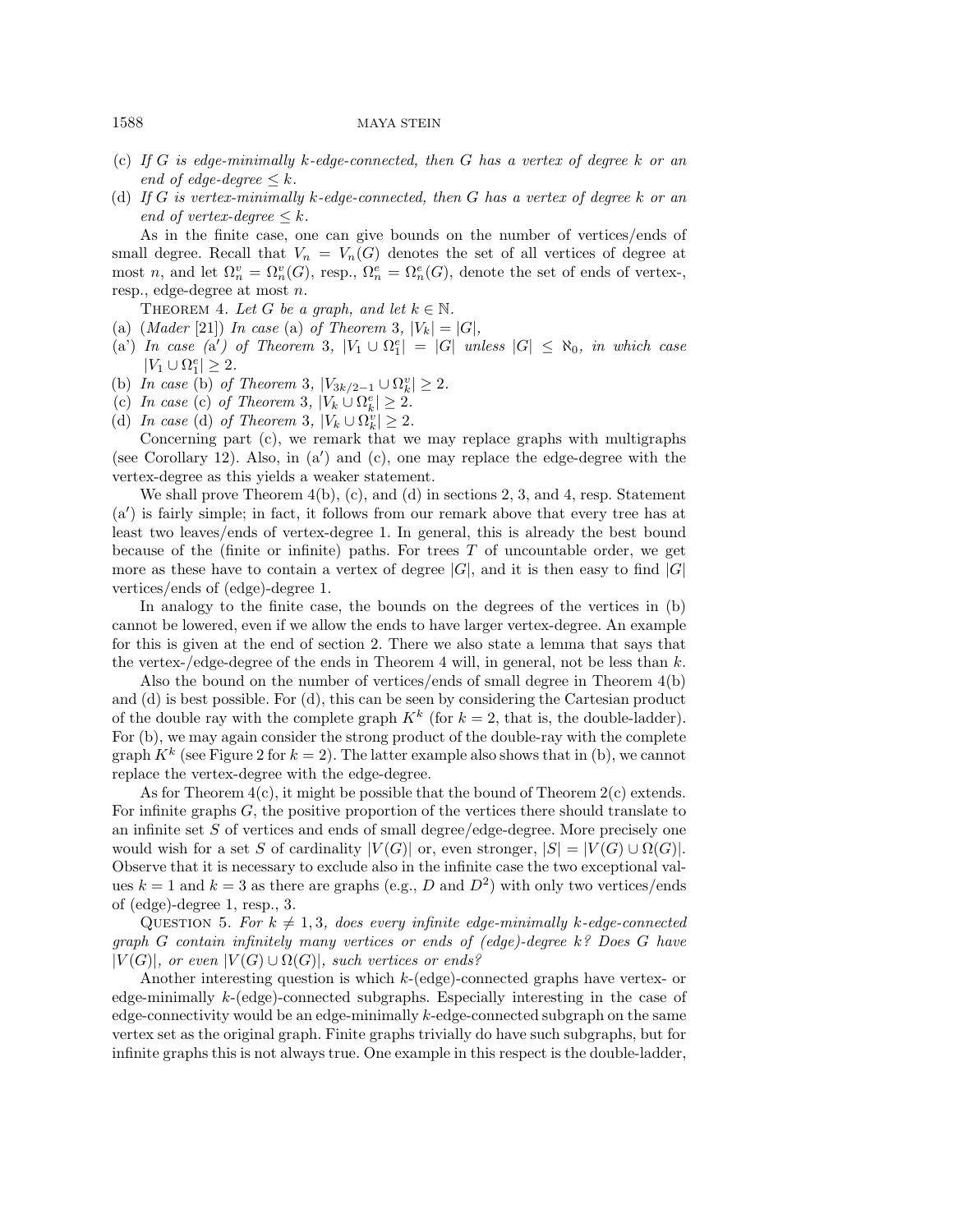(c) *If $G$ is edge-minimally $k$-edge-connected, then $G$ has a vertex of degree $k$ or an end of edge-degree $\leq k$.*

(d) *If $G$ is vertex-minimally $k$-edge-connected, then $G$ has a vertex of degree $k$ or an end of vertex-degree $\leq k$.*

As in the finite case, one can give bounds on the number of vertices/ends of small degree. Recall that $V_n = V_n(G)$ denotes the set of all vertices of degree at most $n$, and let $\Omega_n^v = \Omega_n^v(G)$, resp., $\Omega_n^e = \Omega_n^e(G)$, denote the set of ends of vertex-, resp., edge-degree at most $n$.

THEOREM 4. *Let $G$ be a graph, and let $k \in \mathbb{N}$.*

(a) (*Mader* [21]) *In case* (a) *of Theorem* 3, $|V_k| = |G|$,

(a') *In case* (a$'$) *of Theorem* 3, $|V_1 \cup \Omega_1^e| = |G|$ *unless* $|G| \leq \aleph_0$*, in which case* $|V_1 \cup \Omega_1^e| \geq 2$.

(b) *In case* (b) *of Theorem* 3, $|V_{3k/2-1} \cup \Omega_k^v| \geq 2$.

(c) *In case* (c) *of Theorem* 3, $|V_k \cup \Omega_k^e| \geq 2$.

(d) *In case* (d) *of Theorem* 3, $|V_k \cup \Omega_k^v| \geq 2$.

Concerning part (c), we remark that we may replace graphs with multigraphs (see Corollary 12). Also, in (a$'$) and (c), one may replace the edge-degree with the vertex-degree as this yields a weaker statement.

We shall prove Theorem 4(b), (c), and (d) in sections 2, 3, and 4, resp. Statement (a$'$) is fairly simple; in fact, it follows from our remark above that every tree has at least two leaves/ends of vertex-degree 1. In general, this is already the best bound because of the (finite or infinite) paths. For trees $T$ of uncountable order, we get more as these have to contain a vertex of degree $|G|$, and it is then easy to find $|G|$ vertices/ends of (edge)-degree 1.

In analogy to the finite case, the bounds on the degrees of the vertices in (b) cannot be lowered, even if we allow the ends to have larger vertex-degree. An example for this is given at the end of section 2. There we also state a lemma that says that the vertex-/edge-degree of the ends in Theorem 4 will, in general, not be less than $k$.

Also the bound on the number of vertices/ends of small degree in Theorem 4(b) and (d) is best possible. For (d), this can be seen by considering the Cartesian product of the double ray with the complete graph $K^k$ (for $k = 2$, that is, the double-ladder). For (b), we may again consider the strong product of the double-ray with the complete graph $K^k$ (see Figure 2 for $k = 2$). The latter example also shows that in (b), we cannot replace the vertex-degree with the edge-degree.

As for Theorem 4(c), it might be possible that the bound of Theorem 2(c) extends. For infinite graphs $G$, the positive proportion of the vertices there should translate to an infinite set $S$ of vertices and ends of small degree/edge-degree. More precisely one would wish for a set $S$ of cardinality $|V(G)|$ or, even stronger, $|S| = |V(G) \cup \Omega(G)|$. Observe that it is necessary to exclude also in the infinite case the two exceptional values $k = 1$ and $k = 3$ as there are graphs (e.g., $D$ and $D^2$) with only two vertices/ends of (edge)-degree 1, resp., 3.

QUESTION 5. *For $k \neq 1, 3$, does every infinite edge-minimally $k$-edge-connected graph $G$ contain infinitely many vertices or ends of (edge)-degree $k$? Does $G$ have $|V(G)|$, or even $|V(G) \cup \Omega(G)|$, such vertices or ends?*

Another interesting question is which $k$-(edge)-connected graphs have vertex- or edge-minimally $k$-(edge)-connected subgraphs. Especially interesting in the case of edge-connectivity would be an edge-minimally $k$-edge-connected subgraph on the same vertex set as the original graph. Finite graphs trivially do have such subgraphs, but for infinite graphs this is not always true. One example in this respect is the double-ladder,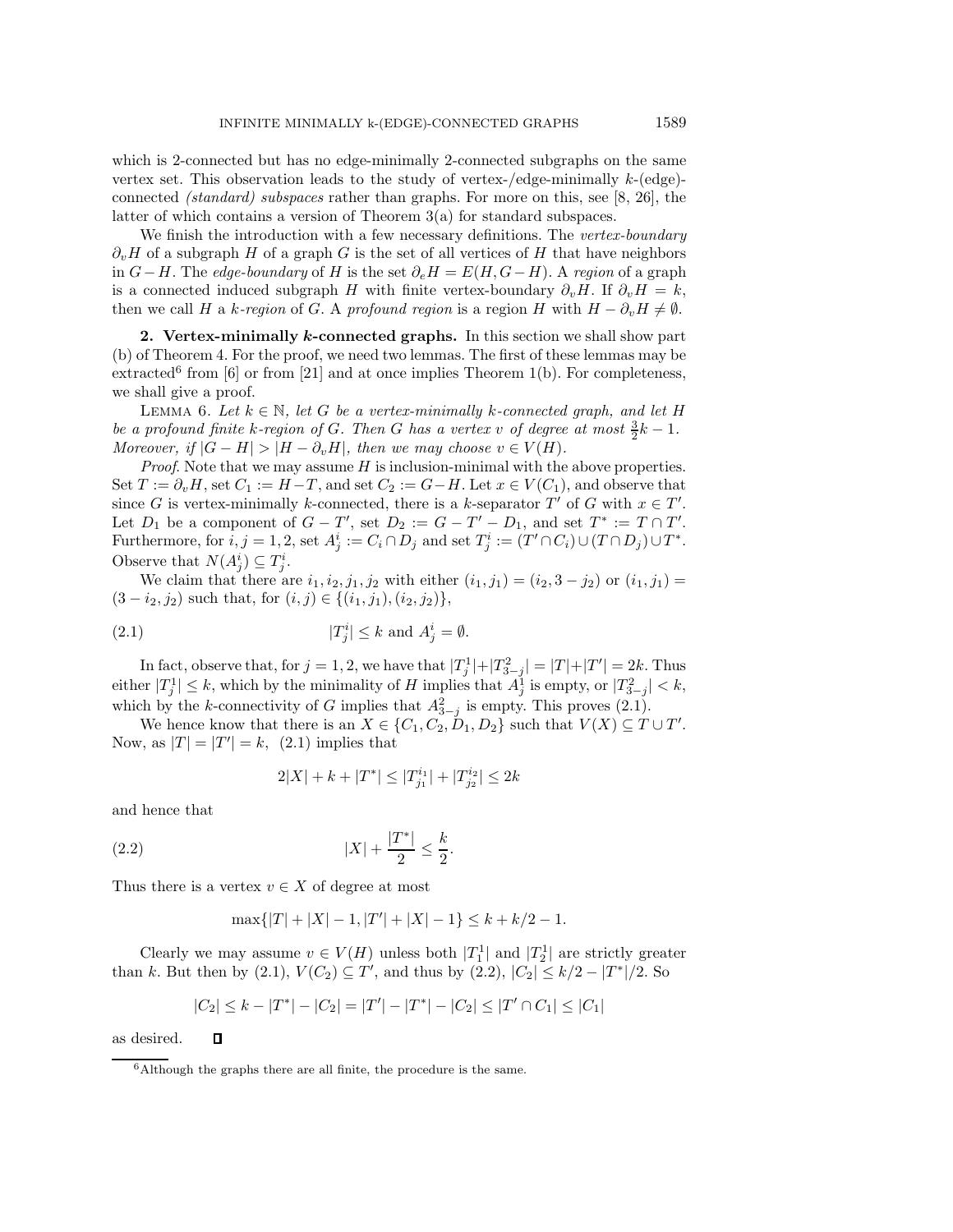which is 2-connected but has no edge-minimally 2-connected subgraphs on the same vertex set. This observation leads to the study of vertex-/edge-minimally $k$-(edge)-connected *(standard) subspaces* rather than graphs. For more on this, see [8, 26], the latter of which contains a version of Theorem 3(a) for standard subspaces.

We finish the introduction with a few necessary definitions. The *vertex-boundary* $\partial_v H$ of a subgraph $H$ of a graph $G$ is the set of all vertices of $H$ that have neighbors in $G - H$. The *edge-boundary* of $H$ is the set $\partial_e H = E(H, G - H)$. A *region* of a graph is a connected induced subgraph $H$ with finite vertex-boundary $\partial_v H$. If $\partial_v H = k$, then we call $H$ a *k-region* of $G$. A *profound region* is a region $H$ with $H - \partial_v H \neq \emptyset$.

## 2. Vertex-minimally $k$-connected graphs.

In this section we shall show part (b) of Theorem 4. For the proof, we need two lemmas. The first of these lemmas may be extracted[6] from [6] or from [21] and at once implies Theorem 1(b). For completeness, we shall give a proof.

LEMMA 6. *Let $k \in \mathbb{N}$, let $G$ be a vertex-minimally $k$-connected graph, and let $H$ be a profound finite $k$-region of $G$. Then $G$ has a vertex $v$ of degree at most $\frac{3}{2}k - 1$. Moreover, if $|G - H| > |H - \partial_v H|$, then we may choose $v \in V(H)$.*

*Proof.* Note that we may assume $H$ is inclusion-minimal with the above properties. Set $T := \partial_v H$, set $C_1 := H - T$, and set $C_2 := G - H$. Let $x \in V(C_1)$, and observe that since $G$ is vertex-minimally $k$-connected, there is a $k$-separator $T'$ of $G$ with $x \in T'$. Let $D_1$ be a component of $G - T'$, set $D_2 := G - T' - D_1$, and set $T^* := T \cap T'$. Furthermore, for $i, j = 1, 2$, set $A^i_j := C_i \cap D_j$ and set $T^i_j := (T' \cap C_i) \cup (T \cap D_j) \cup T^*$. Observe that $N(A^i_j) \subseteq T^i_j$.

We claim that there are $i_1, i_2, j_1, j_2$ with either $(i_1, j_1) = (i_2, 3 - j_2)$ or $(i_1, j_1) = (3 - i_2, j_2)$ such that, for $(i, j) \in \{(i_1, j_1), (i_2, j_2)\}$,

$$|T^i_j| \leq k \text{ and } A^i_j = \emptyset. \tag{2.1}$$

In fact, observe that, for $j = 1, 2$, we have that $|T^1_j| + |T^2_{3-j}| = |T| + |T'| = 2k$. Thus either $|T^1_j| \leq k$, which by the minimality of $H$ implies that $A^1_j$ is empty, or $|T^2_{3-j}| < k$, which by the $k$-connectivity of $G$ implies that $A^2_{3-j}$ is empty. This proves (2.1).

We hence know that there is an $X \in \{C_1, C_2, D_1, D_2\}$ such that $V(X) \subseteq T \cup T'$. Now, as $|T| = |T'| = k$, (2.1) implies that

$$2|X| + k + |T^*| \leq |T^{i_1}_{j_1}| + |T^{i_2}_{j_2}| \leq 2k$$

and hence that

$$|X| + \frac{|T^*|}{2} \leq \frac{k}{2}. \tag{2.2}$$

Thus there is a vertex $v \in X$ of degree at most

$$\max\{|T| + |X| - 1, |T'| + |X| - 1\} \leq k + k/2 - 1.$$

Clearly we may assume $v \in V(H)$ unless both $|T^1_1|$ and $|T^1_2|$ are strictly greater than $k$. But then by (2.1), $V(C_2) \subseteq T'$, and thus by (2.2), $|C_2| \leq k/2 - |T^*|/2$. So

$$|C_2| \leq k - |T^*| - |C_2| = |T'| - |T^*| - |C_2| \leq |T' \cap C_1| \leq |C_1|$$

as desired. ∎

[6] Although the graphs there are all finite, the procedure is the same.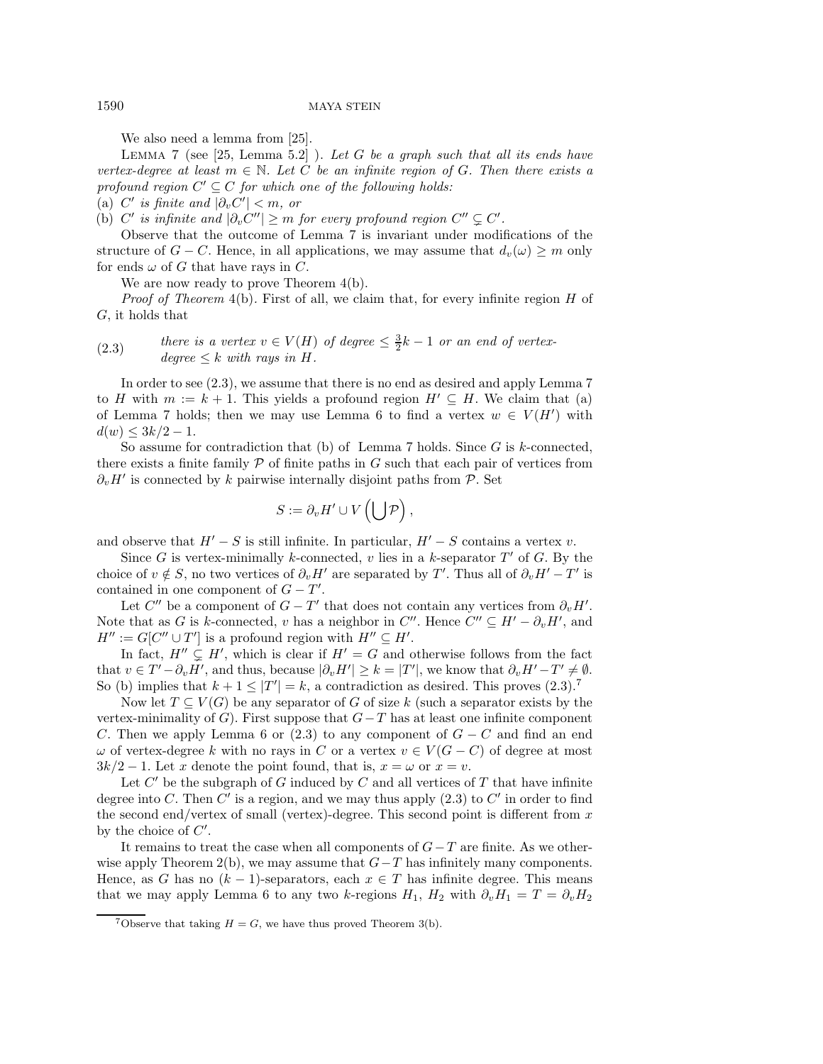We also need a lemma from [25].

Lemma 7 (see [25, Lemma 5.2] ). *Let $G$ be a graph such that all its ends have vertex-degree at least $m \in \mathbb{N}$. Let $C$ be an infinite region of $G$. Then there exists a profound region $C' \subseteq C$ for which one of the following holds:*

(a) *$C'$ is finite and $|\partial_v C'| < m$, or*

(b) *$C'$ is infinite and $|\partial_v C''| \geq m$ for every profound region $C'' \subsetneq C'$.*

Observe that the outcome of Lemma 7 is invariant under modifications of the structure of $G - C$. Hence, in all applications, we may assume that $d_v(\omega) \geq m$ only for ends $\omega$ of $G$ that have rays in $C$.

We are now ready to prove Theorem 4(b).

*Proof of Theorem* 4(b). First of all, we claim that, for every infinite region $H$ of $G$, it holds that

(2.3) *there is a vertex $v \in V(H)$ of degree $\leq \frac{3}{2}k - 1$ or an end of vertex-degree $\leq k$ with rays in $H$.*

In order to see (2.3), we assume that there is no end as desired and apply Lemma 7 to $H$ with $m := k + 1$. This yields a profound region $H' \subseteq H$. We claim that (a) of Lemma 7 holds; then we may use Lemma 6 to find a vertex $w \in V(H')$ with $d(w) \leq 3k/2 - 1$.

So assume for contradiction that (b) of Lemma 7 holds. Since $G$ is $k$-connected, there exists a finite family $\mathcal{P}$ of finite paths in $G$ such that each pair of vertices from $\partial_v H'$ is connected by $k$ pairwise internally disjoint paths from $\mathcal{P}$. Set

$$S := \partial_v H' \cup V\left(\bigcup \mathcal{P}\right),$$

and observe that $H' - S$ is still infinite. In particular, $H' - S$ contains a vertex $v$.

Since $G$ is vertex-minimally $k$-connected, $v$ lies in a $k$-separator $T'$ of $G$. By the choice of $v \notin S$, no two vertices of $\partial_v H'$ are separated by $T'$. Thus all of $\partial_v H' - T'$ is contained in one component of $G - T'$.

Let $C''$ be a component of $G - T'$ that does not contain any vertices from $\partial_v H'$. Note that as $G$ is $k$-connected, $v$ has a neighbor in $C''$. Hence $C'' \subseteq H' - \partial_v H'$, and $H'' := G[C'' \cup T']$ is a profound region with $H'' \subseteq H'$.

In fact, $H'' \subsetneq H'$, which is clear if $H' = G$ and otherwise follows from the fact that $v \in T' - \partial_v H'$, and thus, because $|\partial_v H'| \geq k = |T'|$, we know that $\partial_v H' - T' \neq \emptyset$. So (b) implies that $k + 1 \leq |T'| = k$, a contradiction as desired. This proves (2.3).[7]

Now let $T \subseteq V(G)$ be any separator of $G$ of size $k$ (such a separator exists by the vertex-minimality of $G$). First suppose that $G - T$ has at least one infinite component $C$. Then we apply Lemma 6 or (2.3) to any component of $G - C$ and find an end $\omega$ of vertex-degree $k$ with no rays in $C$ or a vertex $v \in V(G - C)$ of degree at most $3k/2 - 1$. Let $x$ denote the point found, that is, $x = \omega$ or $x = v$.

Let $C'$ be the subgraph of $G$ induced by $C$ and all vertices of $T$ that have infinite degree into $C$. Then $C'$ is a region, and we may thus apply (2.3) to $C'$ in order to find the second end/vertex of small (vertex)-degree. This second point is different from $x$ by the choice of $C'$.

It remains to treat the case when all components of $G - T$ are finite. As we otherwise apply Theorem 2(b), we may assume that $G - T$ has infinitely many components. Hence, as $G$ has no $(k-1)$-separators, each $x \in T$ has infinite degree. This means that we may apply Lemma 6 to any two $k$-regions $H_1$, $H_2$ with $\partial_v H_1 = T = \partial_v H_2$

[7] Observe that taking $H = G$, we have thus proved Theorem 3(b).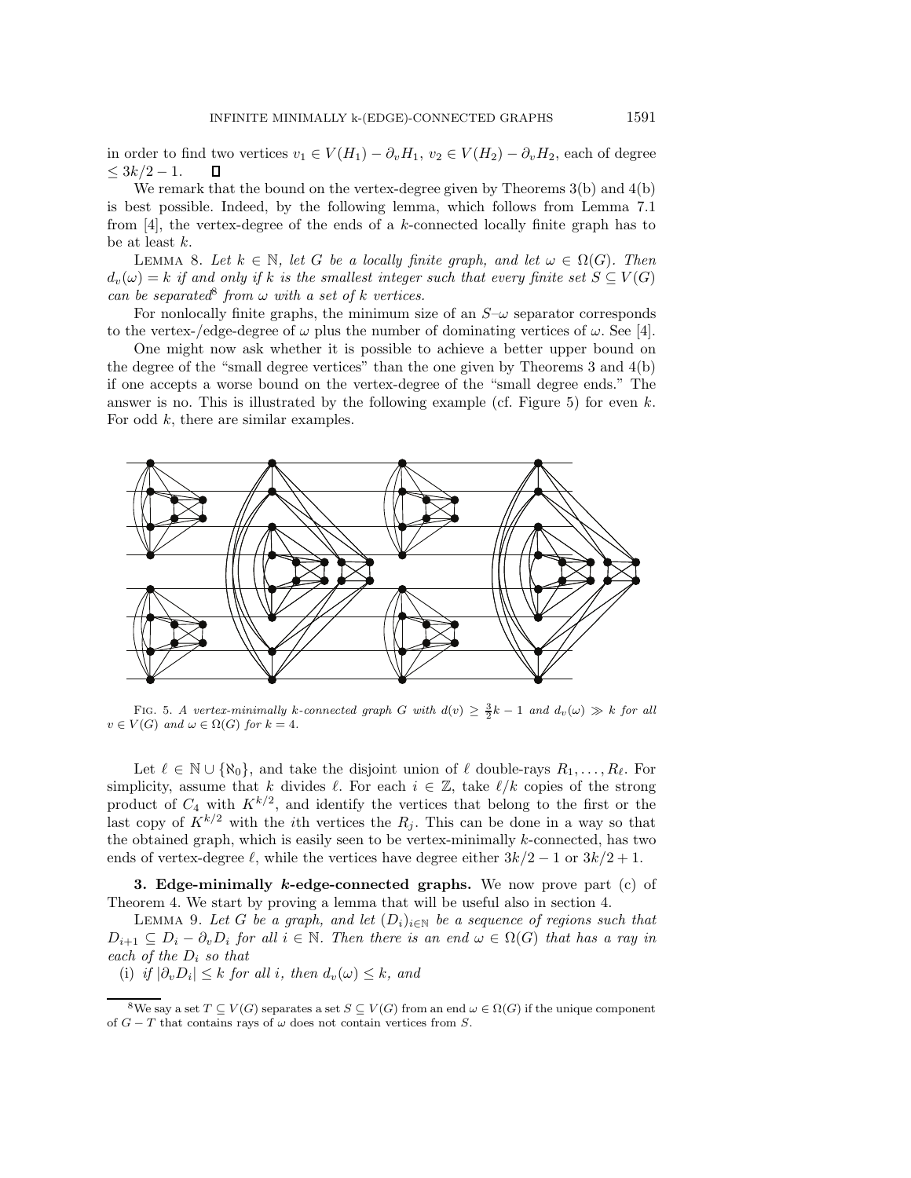in order to find two vertices $v_1 \in V(H_1) - \partial_v H_1$, $v_2 \in V(H_2) - \partial_v H_2$, each of degree $\leq 3k/2 - 1$. ☐

We remark that the bound on the vertex-degree given by Theorems 3(b) and 4(b) is best possible. Indeed, by the following lemma, which follows from Lemma 7.1 from [4], the vertex-degree of the ends of a $k$-connected locally finite graph has to be at least $k$.

LEMMA 8. *Let $k \in \mathbb{N}$, let $G$ be a locally finite graph, and let $\omega \in \Omega(G)$. Then $d_v(\omega) = k$ if and only if $k$ is the smallest integer such that every finite set $S \subseteq V(G)$ can be separated*[8] *from $\omega$ with a set of $k$ vertices.*

For nonlocally finite graphs, the minimum size of an $S$–$\omega$ separator corresponds to the vertex-/edge-degree of $\omega$ plus the number of dominating vertices of $\omega$. See [4].

One might now ask whether it is possible to achieve a better upper bound on the degree of the "small degree vertices" than the one given by Theorems 3 and 4(b) if one accepts a worse bound on the vertex-degree of the "small degree ends." The answer is no. This is illustrated by the following example (cf. Figure 5) for even $k$. For odd $k$, there are similar examples.

FIG. 5. *A vertex-minimally $k$-connected graph $G$ with $d(v) \geq \frac{3}{2}k - 1$ and $d_v(\omega) \gg k$ for all $v \in V(G)$ and $\omega \in \Omega(G)$ for $k = 4$.*

Let $\ell \in \mathbb{N} \cup \{\aleph_0\}$, and take the disjoint union of $\ell$ double-rays $R_1, \ldots, R_\ell$. For simplicity, assume that $k$ divides $\ell$. For each $i \in \mathbb{Z}$, take $\ell/k$ copies of the strong product of $C_4$ with $K^{k/2}$, and identify the vertices that belong to the first or the last copy of $K^{k/2}$ with the $i$th vertices the $R_j$. This can be done in a way so that the obtained graph, which is easily seen to be vertex-minimally $k$-connected, has two ends of vertex-degree $\ell$, while the vertices have degree either $3k/2 - 1$ or $3k/2 + 1$.

## 3. Edge-minimally $k$-edge-connected graphs.

We now prove part (c) of Theorem 4. We start by proving a lemma that will be useful also in section 4.

LEMMA 9. *Let $G$ be a graph, and let $(D_i)_{i \in \mathbb{N}}$ be a sequence of regions such that $D_{i+1} \subseteq D_i - \partial_v D_i$ for all $i \in \mathbb{N}$. Then there is an end $\omega \in \Omega(G)$ that has a ray in each of the $D_i$ so that*

(i) *if $|\partial_v D_i| \leq k$ for all $i$, then $d_v(\omega) \leq k$, and*

---

[8] We say a set $T \subseteq V(G)$ separates a set $S \subseteq V(G)$ from an end $\omega \in \Omega(G)$ if the unique component of $G - T$ that contains rays of $\omega$ does not contain vertices from $S$.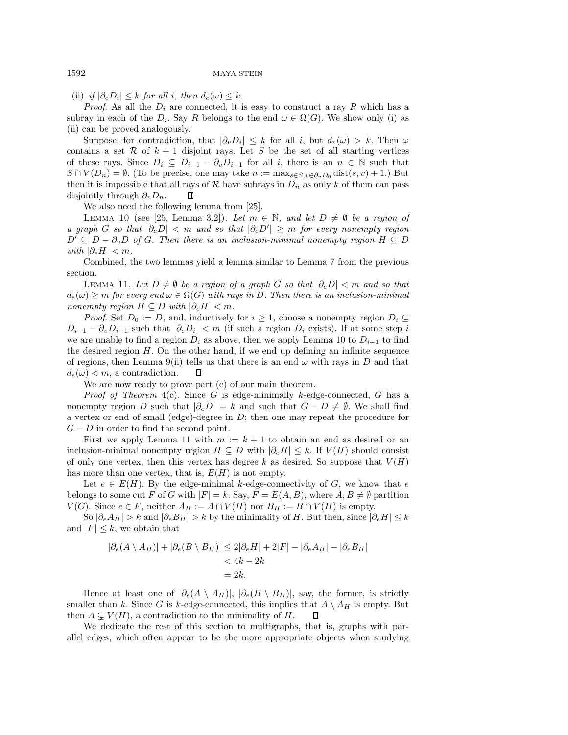(ii) *if* $|\partial_e D_i| \leq k$ *for all* $i$*, then* $d_e(\omega) \leq k$.

*Proof.* As all the $D_i$ are connected, it is easy to construct a ray $R$ which has a subray in each of the $D_i$. Say $R$ belongs to the end $\omega \in \Omega(G)$. We show only (i) as (ii) can be proved analogously.

Suppose, for contradiction, that $|\partial_v D_i| \leq k$ for all $i$, but $d_v(\omega) > k$. Then $\omega$ contains a set $\mathcal{R}$ of $k+1$ disjoint rays. Let $S$ be the set of all starting vertices of these rays. Since $D_i \subseteq D_{i-1} - \partial_v D_{i-1}$ for all $i$, there is an $n \in \mathbb{N}$ such that $S \cap V(D_n) = \emptyset$. (To be precise, one may take $n := \max_{s \in S, v \in \partial_v D_0} \operatorname{dist}(s, v) + 1$.) But then it is impossible that all rays of $\mathcal{R}$ have subrays in $D_n$ as only $k$ of them can pass disjointly through $\partial_v D_n$. ∎

We also need the following lemma from [25].

LEMMA 10 (see [25, Lemma 3.2]). *Let* $m \in \mathbb{N}$*, and let* $D \neq \emptyset$ *be a region of a graph* $G$ *so that* $|\partial_e D| < m$ *and so that* $|\partial_e D'| \geq m$ *for every nonempty region* $D' \subseteq D - \partial_v D$ *of* $G$*. Then there is an inclusion-minimal nonempty region* $H \subseteq D$ *with* $|\partial_e H| < m$.

Combined, the two lemmas yield a lemma similar to Lemma 7 from the previous section.

LEMMA 11. *Let* $D \neq \emptyset$ *be a region of a graph* $G$ *so that* $|\partial_e D| < m$ *and so that* $d_e(\omega) \geq m$ *for every end* $\omega \in \Omega(G)$ *with rays in* $D$*. Then there is an inclusion-minimal nonempty region* $H \subseteq D$ *with* $|\partial_e H| < m$.

*Proof.* Set $D_0 := D$, and, inductively for $i \geq 1$, choose a nonempty region $D_i \subseteq D_{i-1} - \partial_v D_{i-1}$ such that $|\partial_e D_i| < m$ (if such a region $D_i$ exists). If at some step $i$ we are unable to find a region $D_i$ as above, then we apply Lemma 10 to $D_{i-1}$ to find the desired region $H$. On the other hand, if we end up defining an infinite sequence of regions, then Lemma 9(ii) tells us that there is an end $\omega$ with rays in $D$ and that $d_e(\omega) < m$, a contradiction. ∎

We are now ready to prove part (c) of our main theorem.

*Proof of Theorem* 4(c). Since $G$ is edge-minimally $k$-edge-connected, $G$ has a nonempty region $D$ such that $|\partial_e D| = k$ and such that $G - D \neq \emptyset$. We shall find a vertex or end of small (edge)-degree in $D$; then one may repeat the procedure for $G - D$ in order to find the second point.

First we apply Lemma 11 with $m := k+1$ to obtain an end as desired or an inclusion-minimal nonempty region $H \subseteq D$ with $|\partial_e H| \leq k$. If $V(H)$ should consist of only one vertex, then this vertex has degree $k$ as desired. So suppose that $V(H)$ has more than one vertex, that is, $E(H)$ is not empty.

Let $e \in E(H)$. By the edge-minimal $k$-edge-connectivity of $G$, we know that $e$ belongs to some cut $F$ of $G$ with $|F| = k$. Say, $F = E(A, B)$, where $A, B \neq \emptyset$ partition $V(G)$. Since $e \in F$, neither $A_H := A \cap V(H)$ nor $B_H := B \cap V(H)$ is empty.

So $|\partial_e A_H| > k$ and $|\partial_e B_H| > k$ by the minimality of $H$. But then, since $|\partial_e H| \leq k$ and $|F| \leq k$, we obtain that

$$
\begin{aligned}
|\partial_e(A \setminus A_H)| + |\partial_e(B \setminus B_H)| &\leq 2|\partial_e H| + 2|F| - |\partial_e A_H| - |\partial_e B_H| \\
&< 4k - 2k \\
&= 2k.
\end{aligned}
$$

Hence at least one of $|\partial_e(A \setminus A_H)|$, $|\partial_e(B \setminus B_H)|$, say, the former, is strictly smaller than $k$. Since $G$ is $k$-edge-connected, this implies that $A \setminus A_H$ is empty. But then $A \subsetneq V(H)$, a contradiction to the minimality of $H$. ∎

We dedicate the rest of this section to multigraphs, that is, graphs with parallel edges, which often appear to be the more appropriate objects when studying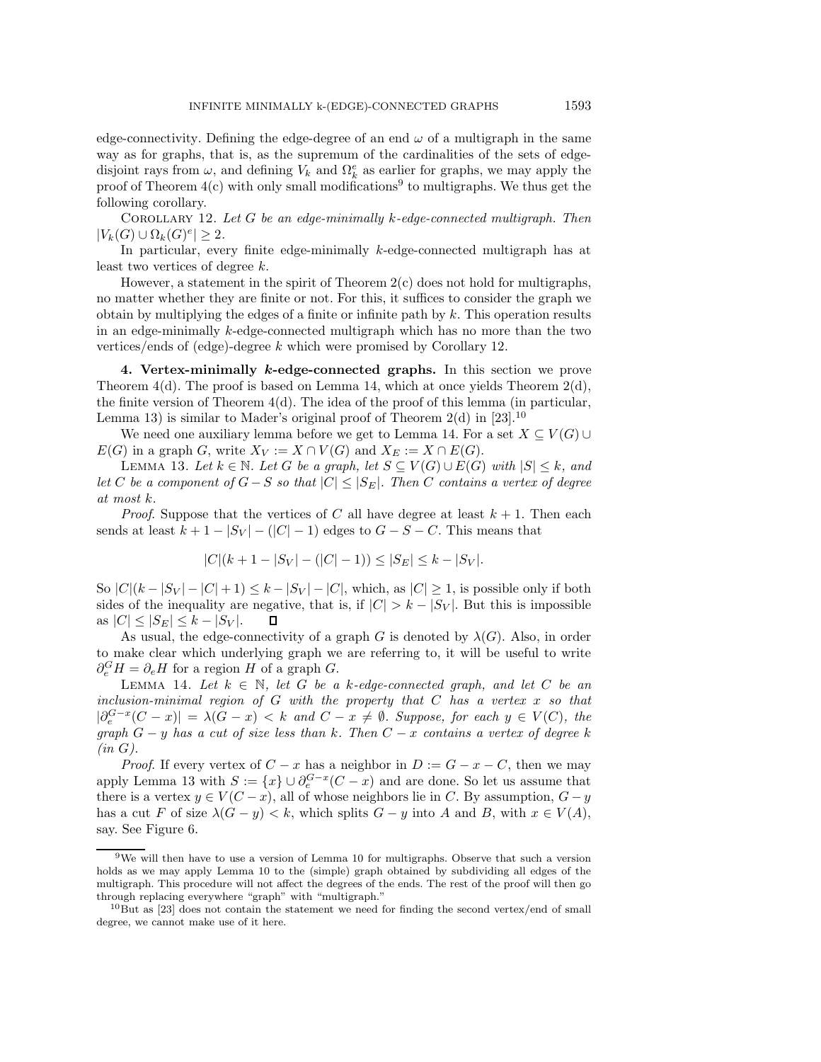edge-connectivity. Defining the edge-degree of an end $\omega$ of a multigraph in the same way as for graphs, that is, as the supremum of the cardinalities of the sets of edge-disjoint rays from $\omega$, and defining $V_k$ and $\Omega_k^e$ as earlier for graphs, we may apply the proof of Theorem 4(c) with only small modifications[9] to multigraphs. We thus get the following corollary.

Corollary 12. *Let $G$ be an edge-minimally $k$-edge-connected multigraph. Then $|V_k(G) \cup \Omega_k(G)^e| \geq 2$.*

In particular, every finite edge-minimally $k$-edge-connected multigraph has at least two vertices of degree $k$.

However, a statement in the spirit of Theorem 2(c) does not hold for multigraphs, no matter whether they are finite or not. For this, it suffices to consider the graph we obtain by multiplying the edges of a finite or infinite path by $k$. This operation results in an edge-minimally $k$-edge-connected multigraph which has no more than the two vertices/ends of (edge)-degree $k$ which were promised by Corollary 12.

## 4. Vertex-minimally $k$-edge-connected graphs.

In this section we prove Theorem 4(d). The proof is based on Lemma 14, which at once yields Theorem 2(d), the finite version of Theorem 4(d). The idea of the proof of this lemma (in particular, Lemma 13) is similar to Mader's original proof of Theorem 2(d) in [23].[10]

We need one auxiliary lemma before we get to Lemma 14. For a set $X \subseteq V(G) \cup E(G)$ in a graph $G$, write $X_V := X \cap V(G)$ and $X_E := X \cap E(G)$.

Lemma 13. *Let $k \in \mathbb{N}$. Let $G$ be a graph, let $S \subseteq V(G) \cup E(G)$ with $|S| \leq k$, and let $C$ be a component of $G - S$ so that $|C| \leq |S_E|$. Then $C$ contains a vertex of degree at most $k$.*

*Proof*. Suppose that the vertices of $C$ all have degree at least $k+1$. Then each sends at least $k + 1 - |S_V| - (|C| - 1)$ edges to $G - S - C$. This means that

$$|C|(k + 1 - |S_V| - (|C| - 1)) \leq |S_E| \leq k - |S_V|.$$

So $|C|(k - |S_V| - |C| + 1) \leq k - |S_V| - |C|$, which, as $|C| \geq 1$, is possible only if both sides of the inequality are negative, that is, if $|C| > k - |S_V|$. But this is impossible as $|C| \leq |S_E| \leq k - |S_V|$. □

As usual, the edge-connectivity of a graph $G$ is denoted by $\lambda(G)$. Also, in order to make clear which underlying graph we are referring to, it will be useful to write $\partial_e^G H = \partial_e H$ for a region $H$ of a graph $G$.

Lemma 14. *Let $k \in \mathbb{N}$, let $G$ be a $k$-edge-connected graph, and let $C$ be an inclusion-minimal region of $G$ with the property that $C$ has a vertex $x$ so that $|\partial_e^{G-x}(C - x)| = \lambda(G - x) < k$ and $C - x \neq \emptyset$. Suppose, for each $y \in V(C)$, the graph $G - y$ has a cut of size less than $k$. Then $C - x$ contains a vertex of degree $k$ (in $G$).*

*Proof*. If every vertex of $C - x$ has a neighbor in $D := G - x - C$, then we may apply Lemma 13 with $S := \{x\} \cup \partial_e^{G-x}(C - x)$ and are done. So let us assume that there is a vertex $y \in V(C - x)$, all of whose neighbors lie in $C$. By assumption, $G - y$ has a cut $F$ of size $\lambda(G - y) < k$, which splits $G - y$ into $A$ and $B$, with $x \in V(A)$, say. See Figure 6.

[9] We will then have to use a version of Lemma 10 for multigraphs. Observe that such a version holds as we may apply Lemma 10 to the (simple) graph obtained by subdividing all edges of the multigraph. This procedure will not affect the degrees of the ends. The rest of the proof will then go through replacing everywhere "graph" with "multigraph."

[10] But as [23] does not contain the statement we need for finding the second vertex/end of small degree, we cannot make use of it here.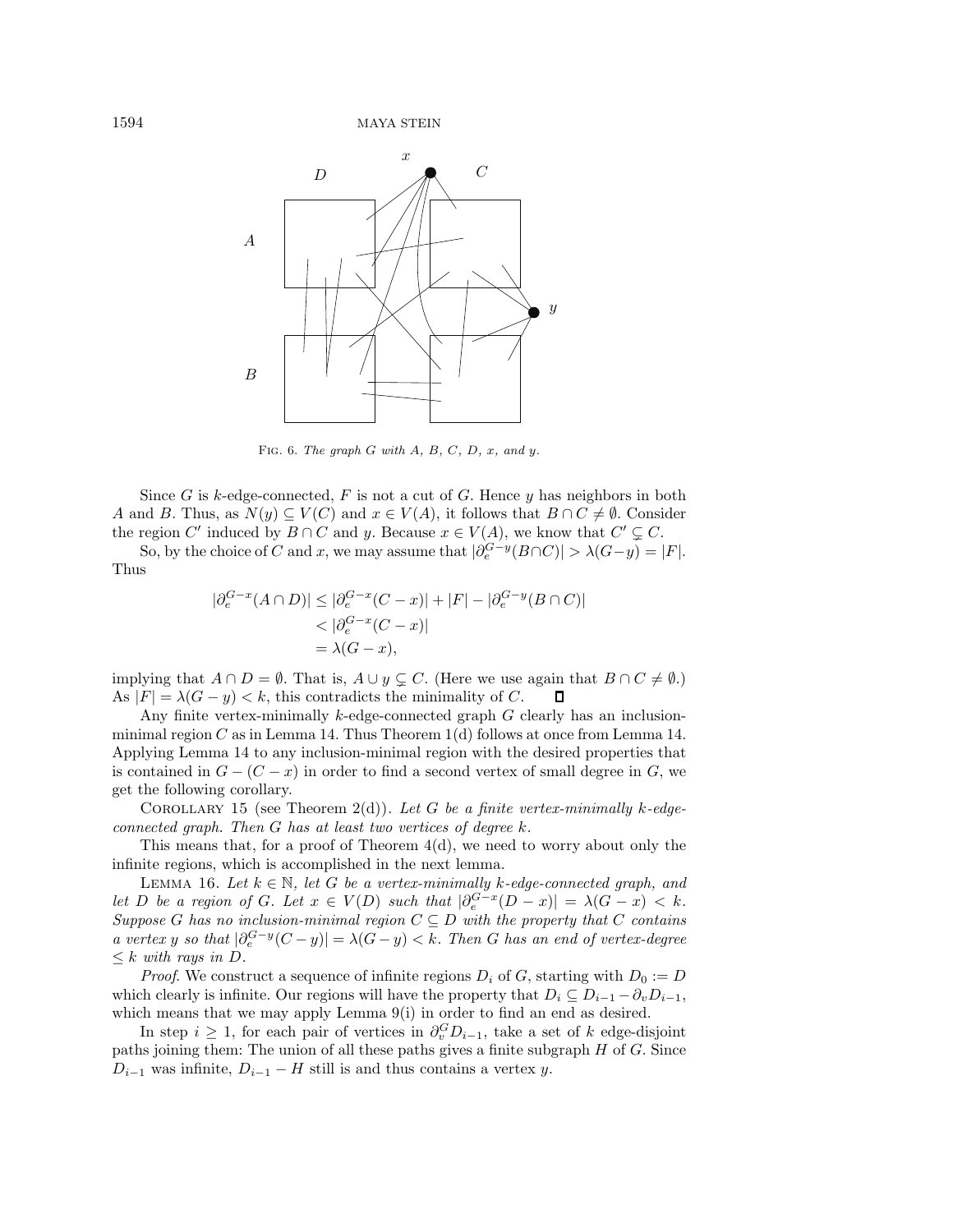Fig. 6. *The graph $G$ with $A$, $B$, $C$, $D$, $x$, and $y$.*

Since $G$ is $k$-edge-connected, $F$ is not a cut of $G$. Hence $y$ has neighbors in both $A$ and $B$. Thus, as $N(y) \subseteq V(C)$ and $x \in V(A)$, it follows that $B \cap C \neq \emptyset$. Consider the region $C'$ induced by $B \cap C$ and $y$. Because $x \in V(A)$, we know that $C' \subsetneq C$.

So, by the choice of $C$ and $x$, we may assume that $|\partial_e^{G-y}(B \cap C)| > \lambda(G-y) = |F|$. Thus

$$
\begin{aligned}
|\partial_e^{G-x}(A \cap D)| &\leq |\partial_e^{G-x}(C - x)| + |F| - |\partial_e^{G-y}(B \cap C)| \\
&< |\partial_e^{G-x}(C - x)| \\
&= \lambda(G - x),
\end{aligned}
$$

implying that $A \cap D = \emptyset$. That is, $A \cup y \subsetneq C$. (Here we use again that $B \cap C \neq \emptyset$.) As $|F| = \lambda(G - y) < k$, this contradicts the minimality of $C$. $\square$

Any finite vertex-minimally $k$-edge-connected graph $G$ clearly has an inclusion-minimal region $C$ as in Lemma 14. Thus Theorem 1(d) follows at once from Lemma 14. Applying Lemma 14 to any inclusion-minimal region with the desired properties that is contained in $G - (C - x)$ in order to find a second vertex of small degree in $G$, we get the following corollary.

Corollary 15 (see Theorem 2(d)). *Let $G$ be a finite vertex-minimally $k$-edge-connected graph. Then $G$ has at least two vertices of degree $k$.*

This means that, for a proof of Theorem 4(d), we need to worry about only the infinite regions, which is accomplished in the next lemma.

Lemma 16. *Let $k \in \mathbb{N}$, let $G$ be a vertex-minimally $k$-edge-connected graph, and let $D$ be a region of $G$. Let $x \in V(D)$ such that $|\partial_e^{G-x}(D - x)| = \lambda(G - x) < k$. Suppose $G$ has no inclusion-minimal region $C \subseteq D$ with the property that $C$ contains a vertex $y$ so that $|\partial_e^{G-y}(C - y)| = \lambda(G - y) < k$. Then $G$ has an end of vertex-degree $\leq k$ with rays in $D$.*

*Proof.* We construct a sequence of infinite regions $D_i$ of $G$, starting with $D_0 := D$ which clearly is infinite. Our regions will have the property that $D_i \subseteq D_{i-1} - \partial_v D_{i-1}$, which means that we may apply Lemma 9(i) in order to find an end as desired.

In step $i \geq 1$, for each pair of vertices in $\partial_v^G D_{i-1}$, take a set of $k$ edge-disjoint paths joining them: The union of all these paths gives a finite subgraph $H$ of $G$. Since $D_{i-1}$ was infinite, $D_{i-1} - H$ still is and thus contains a vertex $y$.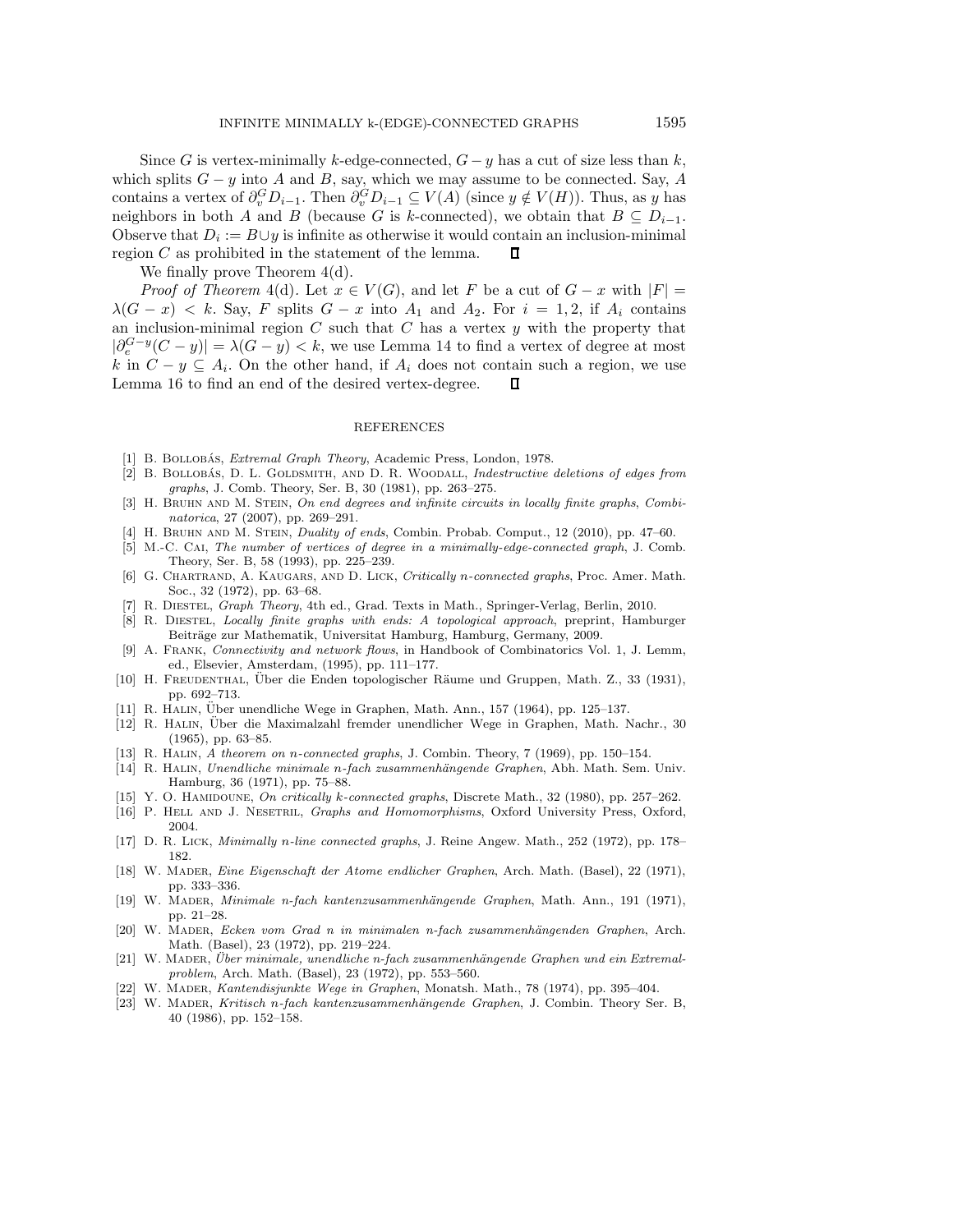Since $G$ is vertex-minimally $k$-edge-connected, $G - y$ has a cut of size less than $k$, which splits $G - y$ into $A$ and $B$, say, which we may assume to be connected. Say, $A$ contains a vertex of $\partial_v^G D_{i-1}$. Then $\partial_v^G D_{i-1} \subseteq V(A)$ (since $y \notin V(H)$). Thus, as $y$ has neighbors in both $A$ and $B$ (because $G$ is $k$-connected), we obtain that $B \subseteq D_{i-1}$. Observe that $D_i := B \cup y$ is infinite as otherwise it would contain an inclusion-minimal region $C$ as prohibited in the statement of the lemma. ∎

We finally prove Theorem 4(d).

*Proof of Theorem* 4(d). Let $x \in V(G)$, and let $F$ be a cut of $G - x$ with $|F| = \lambda(G - x) < k$. Say, $F$ splits $G - x$ into $A_1$ and $A_2$. For $i = 1, 2$, if $A_i$ contains an inclusion-minimal region $C$ such that $C$ has a vertex $y$ with the property that $|\partial_e^{G-y}(C - y)| = \lambda(G - y) < k$, we use Lemma 14 to find a vertex of degree at most $k$ in $C - y \subseteq A_i$. On the other hand, if $A_i$ does not contain such a region, we use Lemma 16 to find an end of the desired vertex-degree. ∎

## REFERENCES

[1] B. Bollobás, *Extremal Graph Theory*, Academic Press, London, 1978.

[2] B. Bollobás, D. L. Goldsmith, and D. R. Woodall, *Indestructive deletions of edges from graphs*, J. Comb. Theory, Ser. B, 30 (1981), pp. 263–275.

[3] H. Bruhn and M. Stein, *On end degrees and infinite circuits in locally finite graphs*, *Combinatorica*, 27 (2007), pp. 269–291.

[4] H. Bruhn and M. Stein, *Duality of ends*, Combin. Probab. Comput., 12 (2010), pp. 47–60.

[5] M.-C. Cai, *The number of vertices of degree in a minimally-edge-connected graph*, J. Comb. Theory, Ser. B, 58 (1993), pp. 225–239.

[6] G. Chartrand, A. Kaugars, and D. Lick, *Critically n-connected graphs*, Proc. Amer. Math. Soc., 32 (1972), pp. 63–68.

[7] R. Diestel, *Graph Theory*, 4th ed., Grad. Texts in Math., Springer-Verlag, Berlin, 2010.

[8] R. Diestel, *Locally finite graphs with ends: A topological approach*, preprint, Hamburger Beiträge zur Mathematik, Universitat Hamburg, Hamburg, Germany, 2009.

[9] A. Frank, *Connectivity and network flows*, in Handbook of Combinatorics Vol. 1, J. Lemm, ed., Elsevier, Amsterdam, (1995), pp. 111–177.

[10] H. Freudenthal, *Über die Enden topologischer Räume und Gruppen*, Math. Z., 33 (1931), pp. 692–713.

[11] R. Halin, *Über unendliche Wege in Graphen*, Math. Ann., 157 (1964), pp. 125–137.

[12] R. Halin, *Über die Maximalzahl fremder unendlicher Wege in Graphen*, Math. Nachr., 30 (1965), pp. 63–85.

[13] R. Halin, *A theorem on n-connected graphs*, J. Combin. Theory, 7 (1969), pp. 150–154.

[14] R. Halin, *Unendliche minimale n-fach zusammenhängende Graphen*, Abh. Math. Sem. Univ. Hamburg, 36 (1971), pp. 75–88.

[15] Y. O. Hamidoune, *On critically k-connected graphs*, Discrete Math., 32 (1980), pp. 257–262.

[16] P. Hell and J. Nesetril, *Graphs and Homomorphisms*, Oxford University Press, Oxford, 2004.

[17] D. R. Lick, *Minimally n-line connected graphs*, J. Reine Angew. Math., 252 (1972), pp. 178–182.

[18] W. Mader, *Eine Eigenschaft der Atome endlicher Graphen*, Arch. Math. (Basel), 22 (1971), pp. 333–336.

[19] W. Mader, *Minimale n-fach kantenzusammenhängende Graphen*, Math. Ann., 191 (1971), pp. 21–28.

[20] W. Mader, *Ecken vom Grad n in minimalen n-fach zusammenhängenden Graphen*, Arch. Math. (Basel), 23 (1972), pp. 219–224.

[21] W. Mader, *Über minimale, unendliche n-fach zusammenhängende Graphen und ein Extremalproblem*, Arch. Math. (Basel), 23 (1972), pp. 553–560.

[22] W. Mader, *Kantendisjunkte Wege in Graphen*, Monatsh. Math., 78 (1974), pp. 395–404.

[23] W. Mader, *Kritisch n-fach kantenzusammenhängende Graphen*, J. Combin. Theory Ser. B, 40 (1986), pp. 152–158.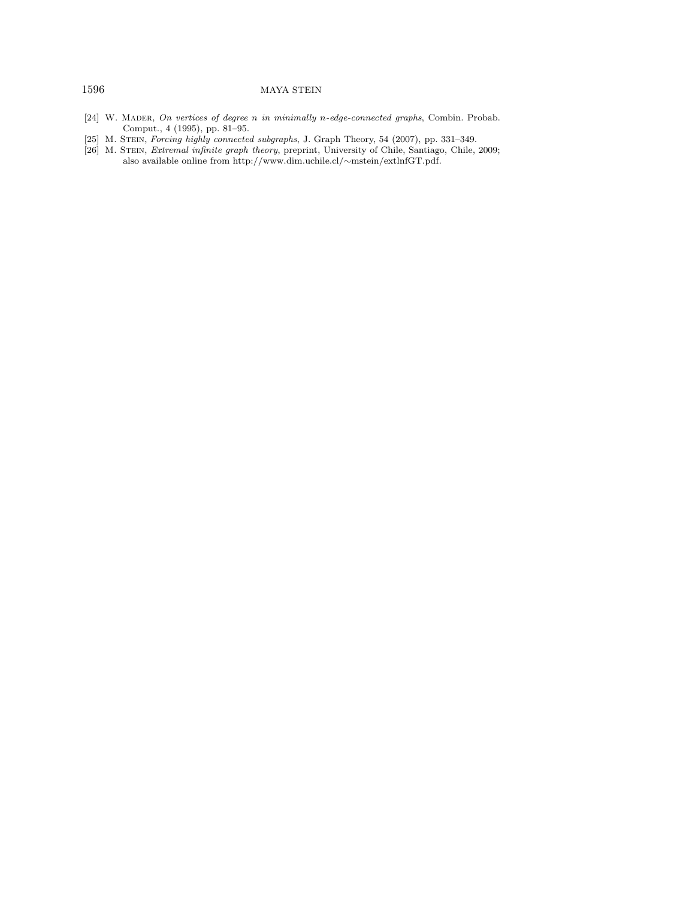[24] W. Mader, *On vertices of degree n in minimally n-edge-connected graphs*, Combin. Probab. Comput., 4 (1995), pp. 81–95.

[25] M. Stein, *Forcing highly connected subgraphs*, J. Graph Theory, 54 (2007), pp. 331–349.

[26] M. Stein, *Extremal infinite graph theory*, preprint, University of Chile, Santiago, Chile, 2009; also available online from http://www.dim.uchile.cl/∼mstein/extlnfGT.pdf.